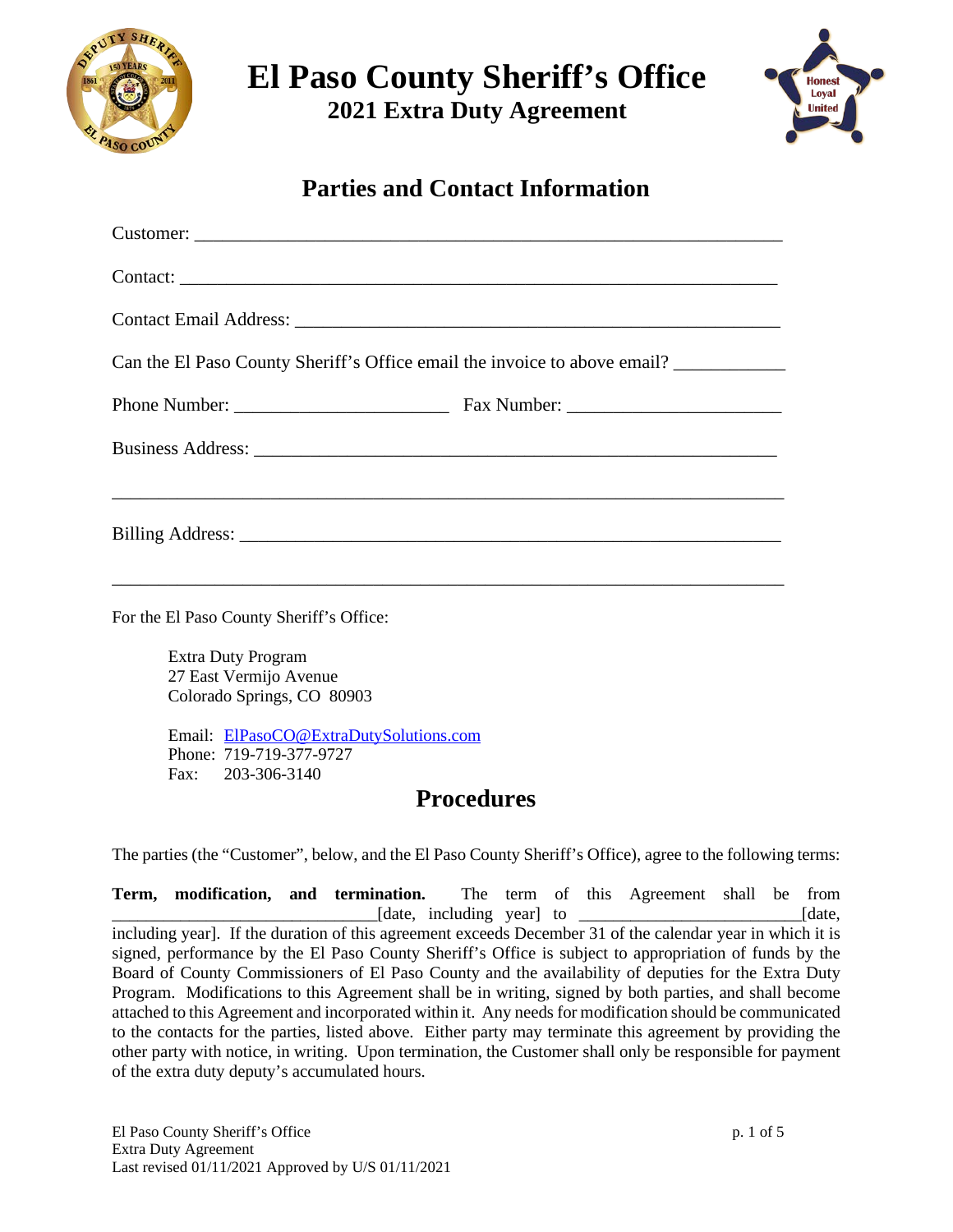# El Paso County Sheriff's Office

## 2021 Extra Duty Agreement

## Parties and Contact Information

Customer: ______________________________________________________________

Contact: _______________________________________________________________

Contact Email Address: ____________________________________________________

Can the El Paso County Sheriff's Office email the invoice to above email? ___________

Phone Number: ______________________ Fax Number: ______________________

Business Address: _________________________________________________________

_______________________________________________________________________

Billing Address: __________________________________________________________

_______________________________________________________________________

For the El Paso County Sheriff's Office:

Extra Duty Program
27 East Vermijo Avenue
Colorado Springs, CO 80903

Email: ElPasoCO@ExtraDutySolutions.com
Phone: 719-719-377-9727
Fax: 203-306-3140

## Procedures

The parties (the "Customer", below, and the El Paso County Sheriff's Office), agree to the following terms:

**Term, modification, and termination.** The term of this Agreement shall be from ______________________________[date, including year] to _________________________[date, including year]. If the duration of this agreement exceeds December 31 of the calendar year in which it is signed, performance by the El Paso County Sheriff's Office is subject to appropriation of funds by the Board of County Commissioners of El Paso County and the availability of deputies for the Extra Duty Program. Modifications to this Agreement shall be in writing, signed by both parties, and shall become attached to this Agreement and incorporated within it. Any needs for modification should be communicated to the contacts for the parties, listed above. Either party may terminate this agreement by providing the other party with notice, in writing. Upon termination, the Customer shall only be responsible for payment of the extra duty deputy's accumulated hours.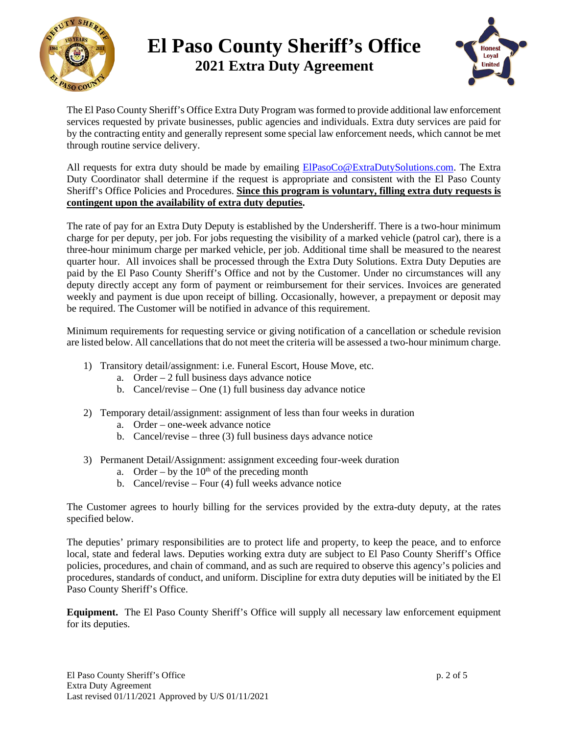# El Paso County Sheriff's Office
## 2021 Extra Duty Agreement

The El Paso County Sheriff's Office Extra Duty Program was formed to provide additional law enforcement services requested by private businesses, public agencies and individuals. Extra duty services are paid for by the contracting entity and generally represent some special law enforcement needs, which cannot be met through routine service delivery.

All requests for extra duty should be made by emailing ElPasoCo@ExtraDutySolutions.com. The Extra Duty Coordinator shall determine if the request is appropriate and consistent with the El Paso County Sheriff's Office Policies and Procedures. **Since this program is voluntary, filling extra duty requests is contingent upon the availability of extra duty deputies.**

The rate of pay for an Extra Duty Deputy is established by the Undersheriff. There is a two-hour minimum charge for per deputy, per job. For jobs requesting the visibility of a marked vehicle (patrol car), there is a three-hour minimum charge per marked vehicle, per job. Additional time shall be measured to the nearest quarter hour. All invoices shall be processed through the Extra Duty Solutions. Extra Duty Deputies are paid by the El Paso County Sheriff's Office and not by the Customer. Under no circumstances will any deputy directly accept any form of payment or reimbursement for their services. Invoices are generated weekly and payment is due upon receipt of billing. Occasionally, however, a prepayment or deposit may be required. The Customer will be notified in advance of this requirement.

Minimum requirements for requesting service or giving notification of a cancellation or schedule revision are listed below. All cancellations that do not meet the criteria will be assessed a two-hour minimum charge.

1) Transitory detail/assignment: i.e. Funeral Escort, House Move, etc.
   a. Order – 2 full business days advance notice
   b. Cancel/revise – One (1) full business day advance notice

2) Temporary detail/assignment: assignment of less than four weeks in duration
   a. Order – one-week advance notice
   b. Cancel/revise – three (3) full business days advance notice

3) Permanent Detail/Assignment: assignment exceeding four-week duration
   a. Order – by the 10th of the preceding month
   b. Cancel/revise – Four (4) full weeks advance notice

The Customer agrees to hourly billing for the services provided by the extra-duty deputy, at the rates specified below.

The deputies' primary responsibilities are to protect life and property, to keep the peace, and to enforce local, state and federal laws. Deputies working extra duty are subject to El Paso County Sheriff's Office policies, procedures, and chain of command, and as such are required to observe this agency's policies and procedures, standards of conduct, and uniform. Discipline for extra duty deputies will be initiated by the El Paso County Sheriff's Office.

**Equipment.** The El Paso County Sheriff's Office will supply all necessary law enforcement equipment for its deputies.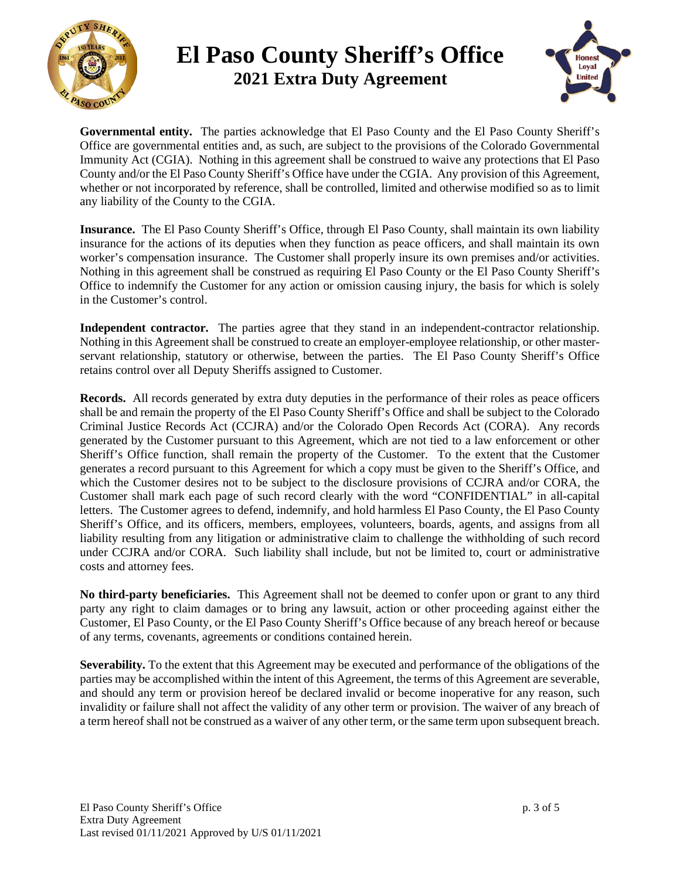**Governmental entity.** The parties acknowledge that El Paso County and the El Paso County Sheriff's Office are governmental entities and, as such, are subject to the provisions of the Colorado Governmental Immunity Act (CGIA). Nothing in this agreement shall be construed to waive any protections that El Paso County and/or the El Paso County Sheriff's Office have under the CGIA. Any provision of this Agreement, whether or not incorporated by reference, shall be controlled, limited and otherwise modified so as to limit any liability of the County to the CGIA.

**Insurance.** The El Paso County Sheriff's Office, through El Paso County, shall maintain its own liability insurance for the actions of its deputies when they function as peace officers, and shall maintain its own worker's compensation insurance. The Customer shall properly insure its own premises and/or activities. Nothing in this agreement shall be construed as requiring El Paso County or the El Paso County Sheriff's Office to indemnify the Customer for any action or omission causing injury, the basis for which is solely in the Customer's control.

**Independent contractor.** The parties agree that they stand in an independent-contractor relationship. Nothing in this Agreement shall be construed to create an employer-employee relationship, or other master-servant relationship, statutory or otherwise, between the parties. The El Paso County Sheriff's Office retains control over all Deputy Sheriffs assigned to Customer.

**Records.** All records generated by extra duty deputies in the performance of their roles as peace officers shall be and remain the property of the El Paso County Sheriff's Office and shall be subject to the Colorado Criminal Justice Records Act (CCJRA) and/or the Colorado Open Records Act (CORA). Any records generated by the Customer pursuant to this Agreement, which are not tied to a law enforcement or other Sheriff's Office function, shall remain the property of the Customer. To the extent that the Customer generates a record pursuant to this Agreement for which a copy must be given to the Sheriff's Office, and which the Customer desires not to be subject to the disclosure provisions of CCJRA and/or CORA, the Customer shall mark each page of such record clearly with the word "CONFIDENTIAL" in all-capital letters. The Customer agrees to defend, indemnify, and hold harmless El Paso County, the El Paso County Sheriff's Office, and its officers, members, employees, volunteers, boards, agents, and assigns from all liability resulting from any litigation or administrative claim to challenge the withholding of such record under CCJRA and/or CORA. Such liability shall include, but not be limited to, court or administrative costs and attorney fees.

**No third-party beneficiaries.** This Agreement shall not be deemed to confer upon or grant to any third party any right to claim damages or to bring any lawsuit, action or other proceeding against either the Customer, El Paso County, or the El Paso County Sheriff's Office because of any breach hereof or because of any terms, covenants, agreements or conditions contained herein.

**Severability.** To the extent that this Agreement may be executed and performance of the obligations of the parties may be accomplished within the intent of this Agreement, the terms of this Agreement are severable, and should any term or provision hereof be declared invalid or become inoperative for any reason, such invalidity or failure shall not affect the validity of any other term or provision. The waiver of any breach of a term hereof shall not be construed as a waiver of any other term, or the same term upon subsequent breach.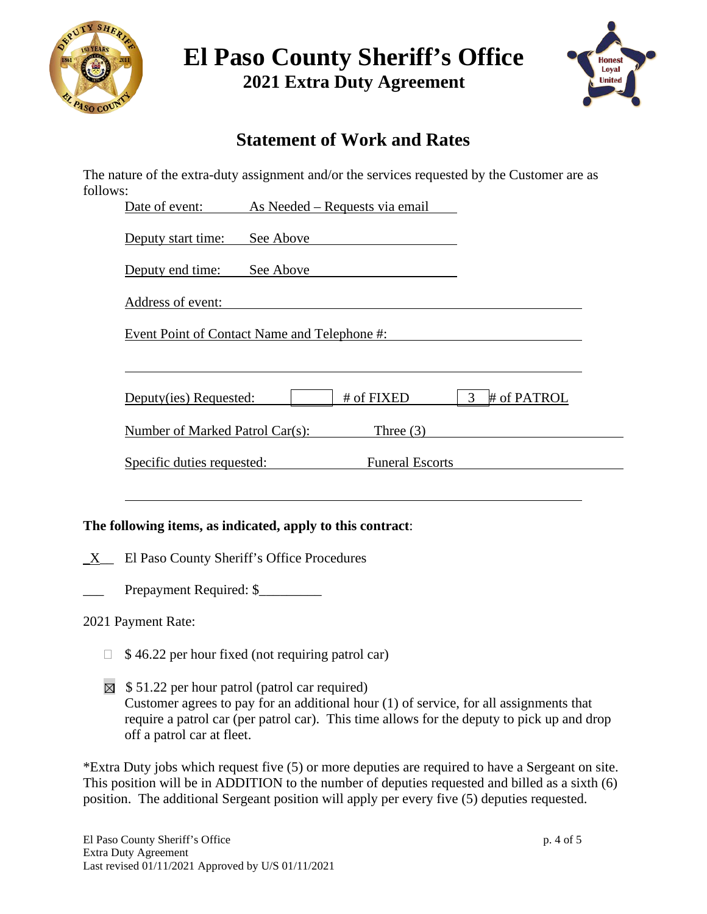# El Paso County Sheriff's Office

## 2021 Extra Duty Agreement

## Statement of Work and Rates

The nature of the extra-duty assignment and/or the services requested by the Customer are as follows:

Date of event: As Needed – Requests via email

Deputy start time: See Above

Deputy end time: See Above

Address of event:

Event Point of Contact Name and Telephone #:

Deputy(ies) Requested: ____ # of FIXED 3 # of PATROL

Number of Marked Patrol Car(s): Three (3)

Specific duties requested: Funeral Escorts

**The following items, as indicated, apply to this contract**:

_X_ El Paso County Sheriff's Office Procedures

___ Prepayment Required: $_________

2021 Payment Rate:

☐ $ 46.22 per hour fixed (not requiring patrol car)

☒ $ 51.22 per hour patrol (patrol car required)
Customer agrees to pay for an additional hour (1) of service, for all assignments that require a patrol car (per patrol car). This time allows for the deputy to pick up and drop off a patrol car at fleet.

*Extra Duty jobs which request five (5) or more deputies are required to have a Sergeant on site. This position will be in ADDITION to the number of deputies requested and billed as a sixth (6) position. The additional Sergeant position will apply per every five (5) deputies requested.

El Paso County Sheriff's Office
Extra Duty Agreement
Last revised 01/11/2021 Approved by U/S 01/11/2021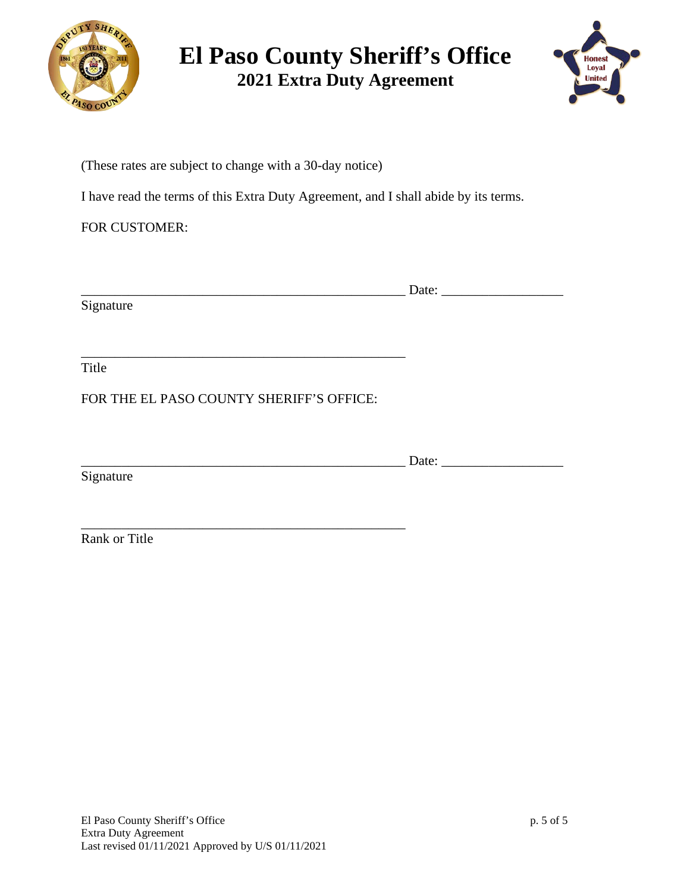# El Paso County Sheriff's Office

## 2021 Extra Duty Agreement

(These rates are subject to change with a 30-day notice)

I have read the terms of this Extra Duty Agreement, and I shall abide by its terms.

FOR CUSTOMER:

_________________________________________________ Date: __________________

Signature

_________________________________________________

Title

FOR THE EL PASO COUNTY SHERIFF'S OFFICE:

_________________________________________________ Date: __________________

Signature

_________________________________________________

Rank or Title